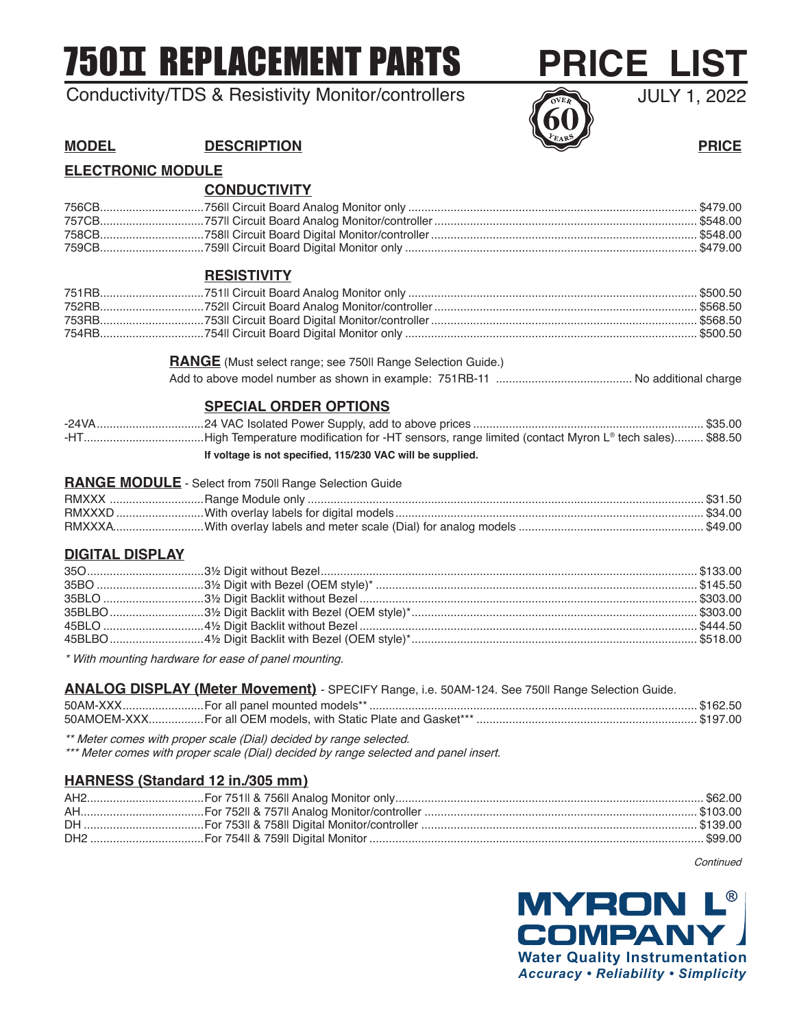# 750II REPLACEMENT PARTS PRICE LIST

Conductivity/TDS & Resistivity Monitor/controllers

JULY 1, 2022

OVER 60 YEARS

| MODEL | DESCRIPTION | PRICE |
|---|---|---|

## ELECTRONIC MODULE

### CONDUCTIVITY

| MODEL | DESCRIPTION | PRICE |
|---|---|---|
| 756CB | 756II Circuit Board Analog Monitor only | $479.00 |
| 757CB | 757II Circuit Board Analog Monitor/controller | $548.00 |
| 758CB | 758II Circuit Board Digital Monitor/controller | $548.00 |
| 759CB | 759II Circuit Board Digital Monitor only | $479.00 |

### RESISTIVITY

| MODEL | DESCRIPTION | PRICE |
|---|---|---|
| 751RB | 751II Circuit Board Analog Monitor only | $500.50 |
| 752RB | 752II Circuit Board Analog Monitor/controller | $568.50 |
| 753RB | 753II Circuit Board Digital Monitor/controller | $568.50 |
| 754RB | 754II Circuit Board Digital Monitor only | $500.50 |

**RANGE** (Must select range; see 750II Range Selection Guide.)

Add to above model number as shown in example: 751RB-11 .......... No additional charge

### SPECIAL ORDER OPTIONS

| MODEL | DESCRIPTION | PRICE |
|---|---|---|
| -24VA | 24 VAC Isolated Power Supply, add to above prices | $35.00 |
| -HT | High Temperature modification for -HT sensors, range limited (contact Myron L® tech sales) | $88.50 |

**If voltage is not specified, 115/230 VAC will be supplied.**

## RANGE MODULE - Select from 750II Range Selection Guide

| MODEL | DESCRIPTION | PRICE |
|---|---|---|
| RMXXX | Range Module only | $31.50 |
| RMXXXD | With overlay labels for digital models | $34.00 |
| RMXXXA | With overlay labels and meter scale (Dial) for analog models | $49.00 |

## DIGITAL DISPLAY

| MODEL | DESCRIPTION | PRICE |
|---|---|---|
| 35O | 3½ Digit without Bezel | $133.00 |
| 35BO | 3½ Digit with Bezel (OEM style)* | $145.50 |
| 35BLO | 3½ Digit Backlit without Bezel | $303.00 |
| 35BLBO | 3½ Digit Backlit with Bezel (OEM style)* | $303.00 |
| 45BLO | 4½ Digit Backlit without Bezel | $444.50 |
| 45BLBO | 4½ Digit Backlit with Bezel (OEM style)* | $518.00 |

*\* With mounting hardware for ease of panel mounting.*

## ANALOG DISPLAY (Meter Movement) - SPECIFY Range, i.e. 50AM-124. See 750II Range Selection Guide.

| MODEL | DESCRIPTION | PRICE |
|---|---|---|
| 50AM-XXX | For all panel mounted models** | $162.50 |
| 50AMOEM-XXX | For all OEM models, with Static Plate and Gasket*** | $197.00 |

*\*\* Meter comes with proper scale (Dial) decided by range selected.*
*\*\*\* Meter comes with proper scale (Dial) decided by range selected and panel insert.*

## HARNESS (Standard 12 in./305 mm)

| MODEL | DESCRIPTION | PRICE |
|---|---|---|
| AH2 | For 751II & 756II Analog Monitor only | $62.00 |
| AH | For 752II & 757II Analog Monitor/controller | $103.00 |
| DH | For 753II & 758II Digital Monitor/controller | $139.00 |
| DH2 | For 754II & 759II Digital Monitor | $99.00 |

*Continued*

**MYRON L® COMPANY**
**Water Quality Instrumentation**
***Accuracy • Reliability • Simplicity***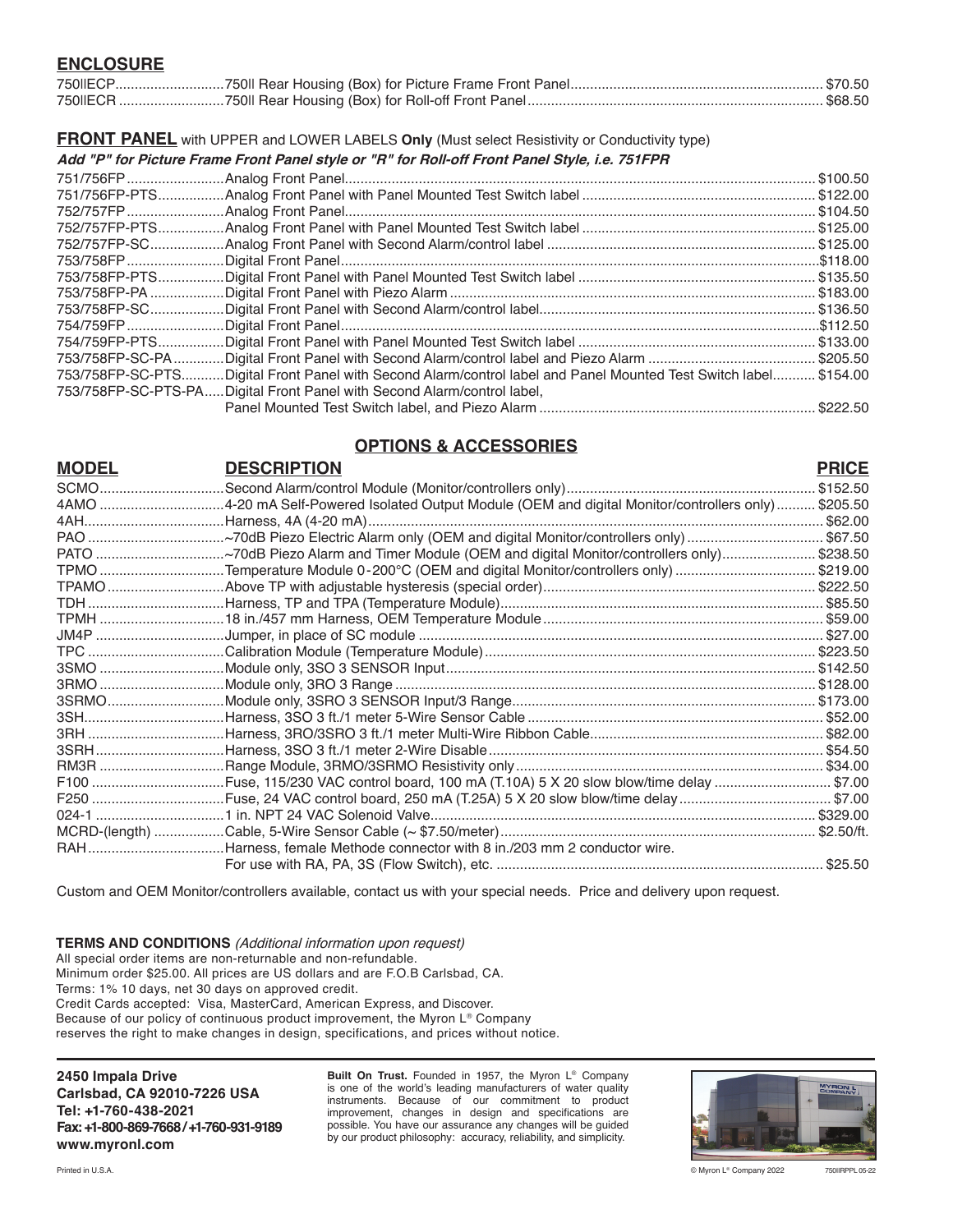## ENCLOSURE

| | | |
|---|---|---|
| 750IIECP | 750II Rear Housing (Box) for Picture Frame Front Panel | $70.50 |
| 750IIECR | 750II Rear Housing (Box) for Roll-off Front Panel | $68.50 |

## FRONT PANEL with UPPER and LOWER LABELS **Only** (Must select Resistivity or Conductivity type)

***Add "P" for Picture Frame Front Panel style or "R" for Roll-off Front Panel Style, i.e. 751FPR***

| | | |
|---|---|---|
| 751/756FP | Analog Front Panel | $100.50 |
| 751/756FP-PTS | Analog Front Panel with Panel Mounted Test Switch label | $122.00 |
| 752/757FP | Analog Front Panel | $104.50 |
| 752/757FP-PTS | Analog Front Panel with Panel Mounted Test Switch label | $125.00 |
| 752/757FP-SC | Analog Front Panel with Second Alarm/control label | $125.00 |
| 753/758FP | Digital Front Panel | $118.00 |
| 753/758FP-PTS | Digital Front Panel with Panel Mounted Test Switch label | $135.50 |
| 753/758FP-PA | Digital Front Panel with Piezo Alarm | $183.00 |
| 753/758FP-SC | Digital Front Panel with Second Alarm/control label | $136.50 |
| 754/759FP | Digital Front Panel | $112.50 |
| 754/759FP-PTS | Digital Front Panel with Panel Mounted Test Switch label | $133.00 |
| 753/758FP-SC-PA | Digital Front Panel with Second Alarm/control label and Piezo Alarm | $205.50 |
| 753/758FP-SC-PTS | Digital Front Panel with Second Alarm/control label and Panel Mounted Test Switch label | $154.00 |
| 753/758FP-SC-PTS-PA | Digital Front Panel with Second Alarm/control label, Panel Mounted Test Switch label, and Piezo Alarm | $222.50 |

## OPTIONS & ACCESSORIES

| MODEL | DESCRIPTION | PRICE |
|---|---|---|
| SCMO | Second Alarm/control Module (Monitor/controllers only) | $152.50 |
| 4AMO | 4-20 mA Self-Powered Isolated Output Module (OEM and digital Monitor/controllers only) | $205.50 |
| 4AH | Harness, 4A (4-20 mA) | $62.00 |
| PAO | ~70dB Piezo Electric Alarm only (OEM and digital Monitor/controllers only) | $67.50 |
| PATO | ~70dB Piezo Alarm and Timer Module (OEM and digital Monitor/controllers only) | $238.50 |
| TPMO | Temperature Module 0-200°C (OEM and digital Monitor/controllers only) | $219.00 |
| TPAMO | Above TP with adjustable hysteresis (special order) | $222.50 |
| TDH | Harness, TP and TPA (Temperature Module) | $85.50 |
| TPMH | 18 in./457 mm Harness, OEM Temperature Module | $59.00 |
| JM4P | Jumper, in place of SC module | $27.00 |
| TPC | Calibration Module (Temperature Module) | $223.50 |
| 3SMO | Module only, 3SO 3 SENSOR Input | $142.50 |
| 3RMO | Module only, 3RO 3 Range | $128.00 |
| 3SRMO | Module only, 3SRO 3 SENSOR Input/3 Range | $173.00 |
| 3SH | Harness, 3SO 3 ft./1 meter 5-Wire Sensor Cable | $52.00 |
| 3RH | Harness, 3RO/3SRO 3 ft./1 meter Multi-Wire Ribbon Cable | $82.00 |
| 3SRH | Harness, 3SO 3 ft./1 meter 2-Wire Disable | $54.50 |
| RM3R | Range Module, 3RMO/3SRMO Resistivity only | $34.00 |
| F100 | Fuse, 115/230 VAC control board, 100 mA (T.10A) 5 X 20 slow blow/time delay | $7.00 |
| F250 | Fuse, 24 VAC control board, 250 mA (T.25A) 5 X 20 slow blow/time delay | $7.00 |
| 024-1 | 1 in. NPT 24 VAC Solenoid Valve | $329.00 |
| MCRD-(length) | Cable, 5-Wire Sensor Cable (~ $7.50/meter) | $2.50/ft. |
| RAH | Harness, female Methode connector with 8 in./203 mm 2 conductor wire. For use with RA, PA, 3S (Flow Switch), etc. | $25.50 |

Custom and OEM Monitor/controllers available, contact us with your special needs. Price and delivery upon request.

**TERMS AND CONDITIONS** *(Additional information upon request)*
All special order items are non-returnable and non-refundable.
Minimum order $25.00. All prices are US dollars and are F.O.B Carlsbad, CA.
Terms: 1% 10 days, net 30 days on approved credit.
Credit Cards accepted: Visa, MasterCard, American Express, and Discover.
Because of our policy of continuous product improvement, the Myron L® Company reserves the right to make changes in design, specifications, and prices without notice.

**2450 Impala Drive**
**Carlsbad, CA 92010-7226 USA**
**Tel: +1-760-438-2021**
**Fax: +1-800-869-7668 / +1-760-931-9189**
**www.myronl.com**

**Built On Trust.** Founded in 1957, the Myron L® Company is one of the world's leading manufacturers of water quality instruments. Because of our commitment to product improvement, changes in design and specifications are possible. You have our assurance any changes will be guided by our product philosophy: accuracy, reliability, and simplicity.

Printed in U.S.A.

© Myron L® Company 2022 750IIRPPL 05-22